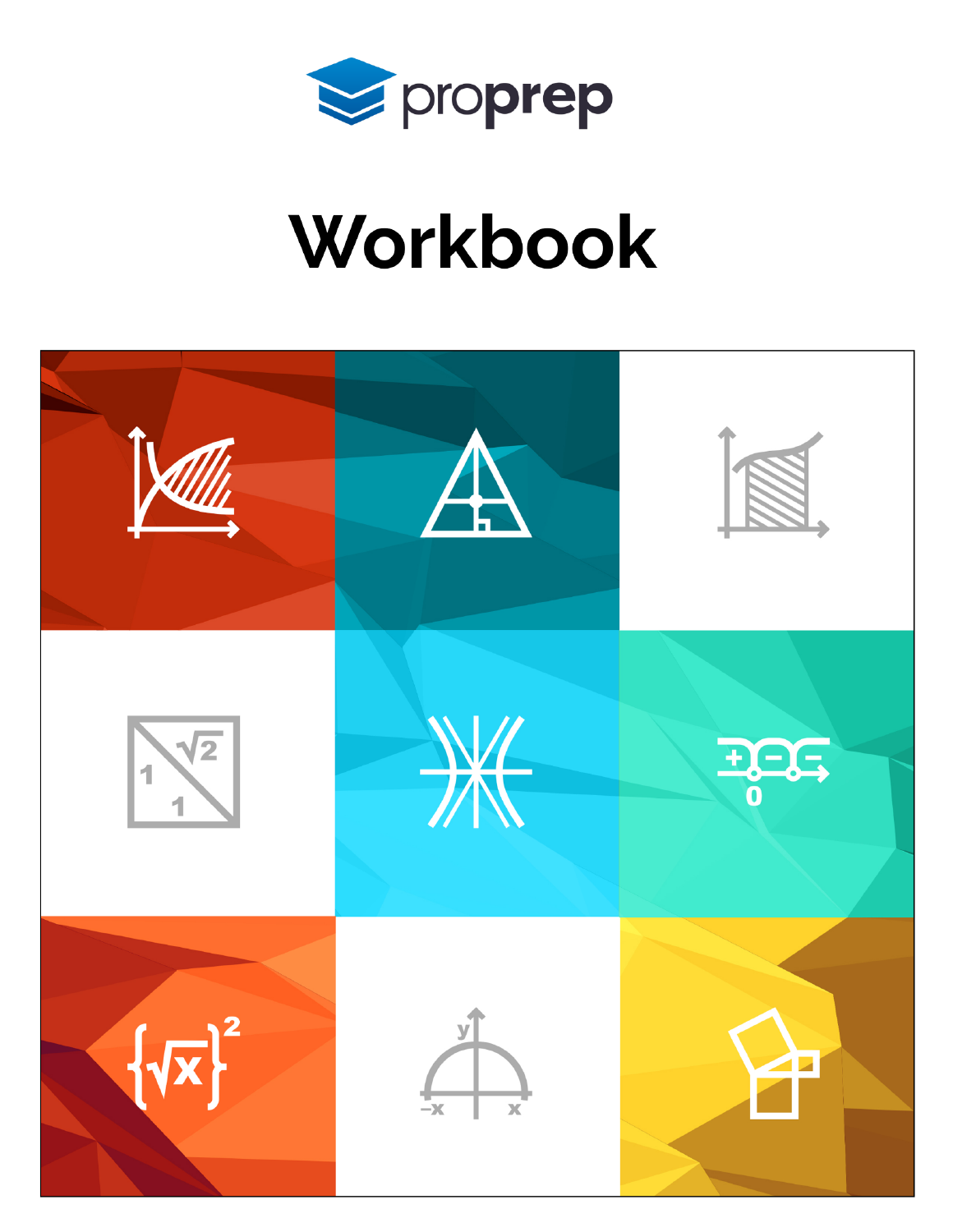proprep

# Workbook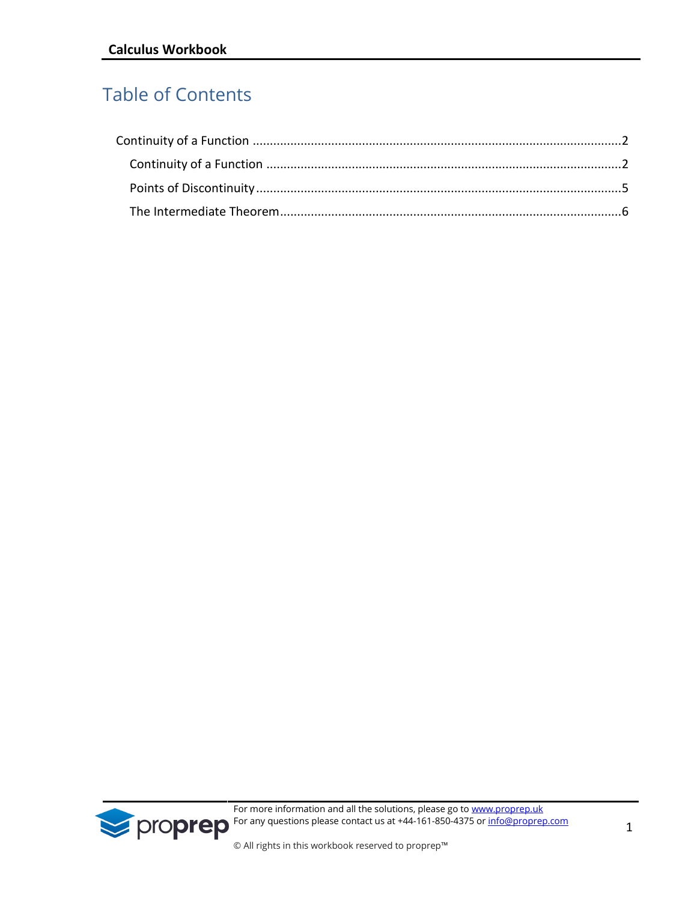# Table of Contents

Continuity of a Function .......................................................................................................2

- Continuity of a Function ...................................................................................................2
- Points of Discontinuity .......................................................................................................5
- The Intermediate Theorem.................................................................................................6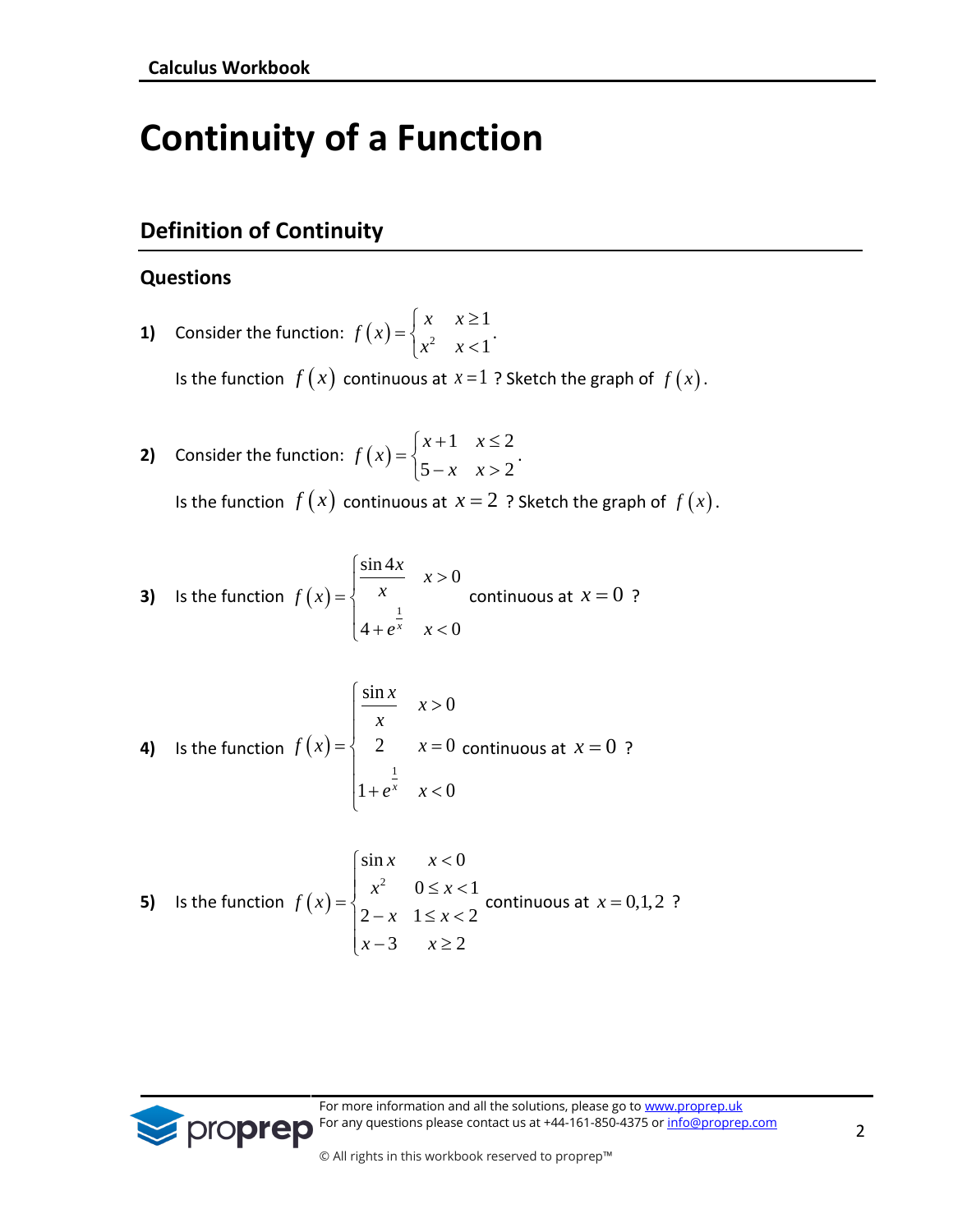# Continuity of a Function

## Definition of Continuity

### Questions

**1)** Consider the function: $f(x)=\begin{cases} x & x\geq 1 \\ x^2 & x<1 \end{cases}$.

Is the function $f(x)$ continuous at $x=1$ ? Sketch the graph of $f(x)$.

**2)** Consider the function: $f(x)=\begin{cases} x+1 & x\leq 2 \\ 5-x & x>2 \end{cases}$.

Is the function $f(x)$ continuous at $x=2$ ? Sketch the graph of $f(x)$.

**3)** Is the function $f(x)=\begin{cases} \dfrac{\sin 4x}{x} & x>0 \\ 4+e^{\frac{1}{x}} & x<0 \end{cases}$ continuous at $x=0$ ?

**4)** Is the function $f(x)=\begin{cases} \dfrac{\sin x}{x} & x>0 \\ 2 & x=0 \\ 1+e^{\frac{1}{x}} & x<0 \end{cases}$ continuous at $x=0$ ?

**5)** Is the function $f(x)=\begin{cases} \sin x & x<0 \\ x^2 & 0\leq x<1 \\ 2-x & 1\leq x<2 \\ x-3 & x\geq 2 \end{cases}$ continuous at $x=0,1,2$ ?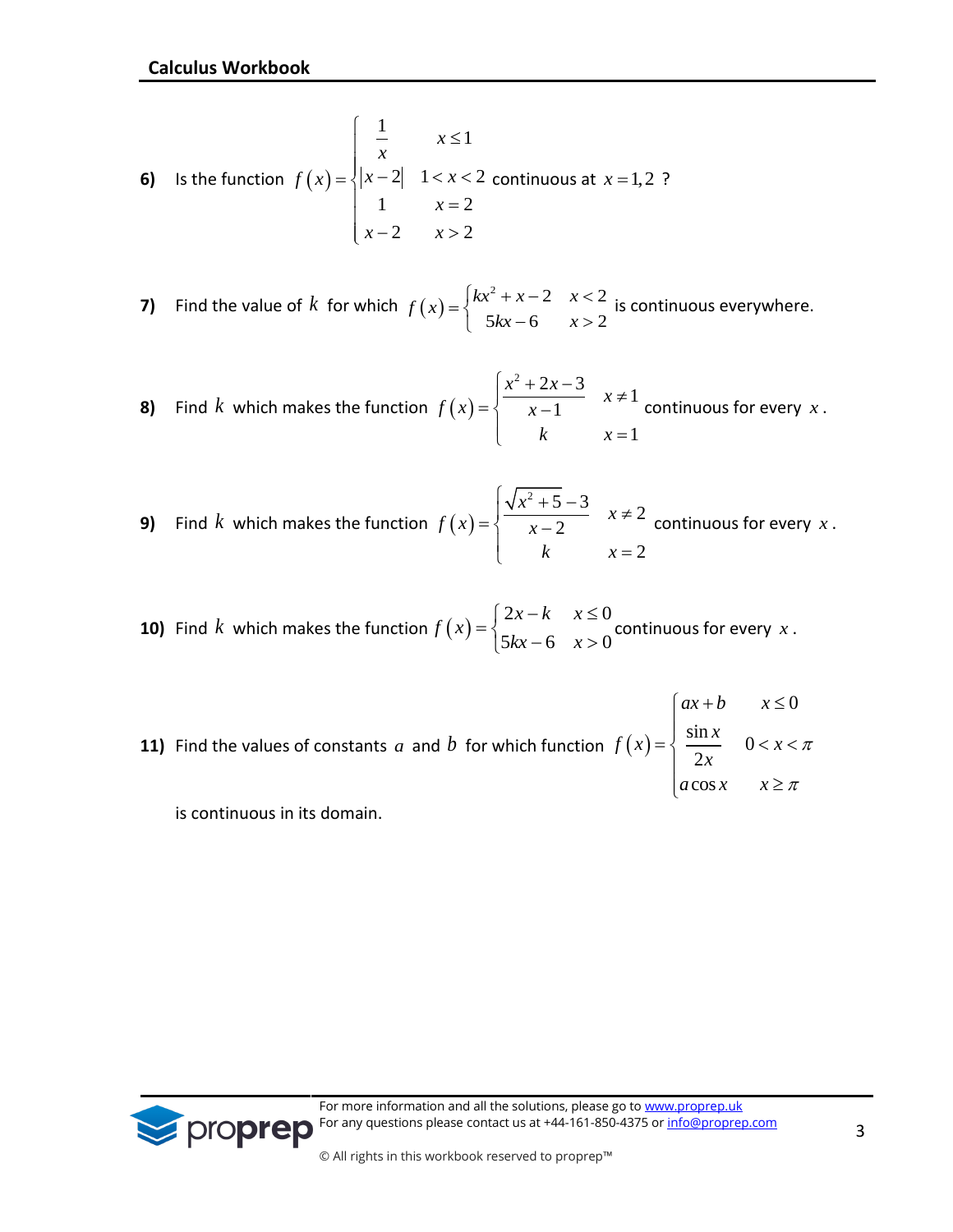**6)** Is the function $f(x)=\begin{cases} \dfrac{1}{x} & x \le 1 \\ |x-2| & 1<x<2 \\ 1 & x=2 \\ x-2 & x>2 \end{cases}$ continuous at $x=1,2$ ?

**7)** Find the value of $k$ for which $f(x)=\begin{cases} kx^2+x-2 & x<2 \\ 5kx-6 & x>2 \end{cases}$ is continuous everywhere.

**8)** Find $k$ which makes the function $f(x)=\begin{cases} \dfrac{x^2+2x-3}{x-1} & x \ne 1 \\ k & x=1 \end{cases}$ continuous for every $x$.

**9)** Find $k$ which makes the function $f(x)=\begin{cases} \dfrac{\sqrt{x^2+5}-3}{x-2} & x \ne 2 \\ k & x=2 \end{cases}$ continuous for every $x$.

**10)** Find $k$ which makes the function $f(x)=\begin{cases} 2x-k & x \le 0 \\ 5kx-6 & x>0 \end{cases}$ continuous for every $x$.

**11)** Find the values of constants $a$ and $b$ for which function $f(x)=\begin{cases} ax+b & x \le 0 \\ \dfrac{\sin x}{2x} & 0<x<\pi \\ a\cos x & x \ge \pi \end{cases}$

is continuous in its domain.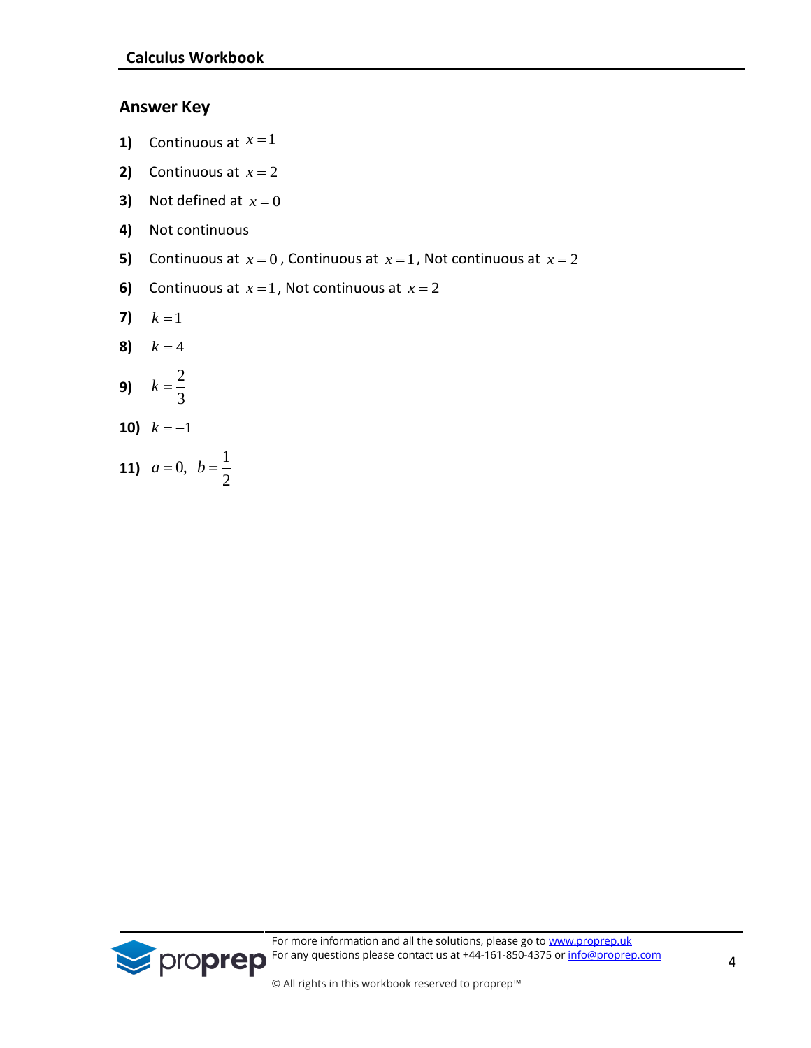## Answer Key

1) Continuous at $x=1$

2) Continuous at $x=2$

3) Not defined at $x=0$

4) Not continuous

5) Continuous at $x=0$, Continuous at $x=1$, Not continuous at $x=2$

6) Continuous at $x=1$, Not continuous at $x=2$

7) $k=1$

8) $k=4$

9) $k=\frac{2}{3}$

10) $k=-1$

11) $a=0,\ \ b=\frac{1}{2}$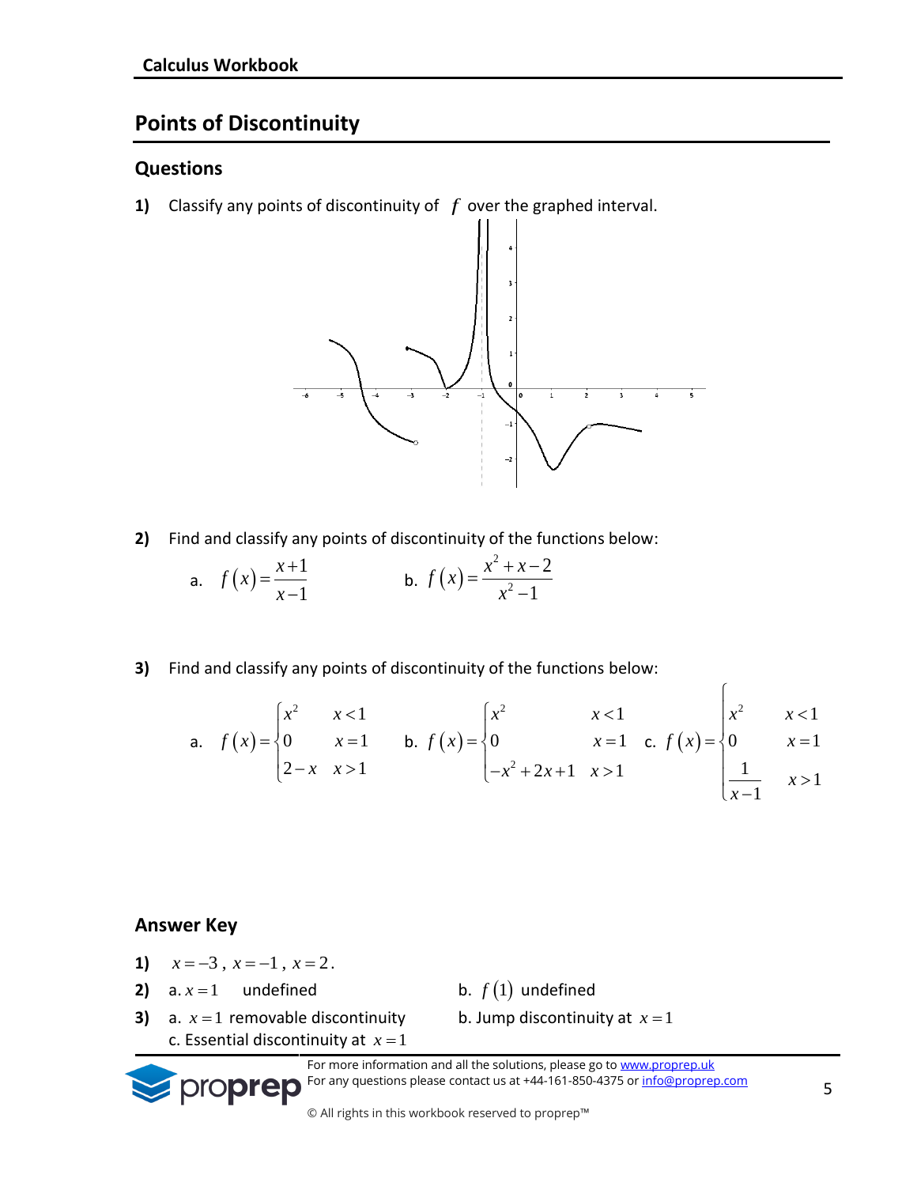## Points of Discontinuity

### Questions

**1)** Classify any points of discontinuity of $f$ over the graphed interval.

**2)** Find and classify any points of discontinuity of the functions below:

a. $f(x) = \dfrac{x+1}{x-1}$  b. $f(x) = \dfrac{x^2+x-2}{x^2-1}$

**3)** Find and classify any points of discontinuity of the functions below:

a. $f(x) = \begin{cases} x^2 & x<1 \\ 0 & x=1 \\ 2-x & x>1 \end{cases}$  b. $f(x) = \begin{cases} x^2 & x<1 \\ 0 & x=1 \\ -x^2+2x+1 & x>1 \end{cases}$  c. $f(x) = \begin{cases} x^2 & x<1 \\ 0 & x=1 \\ \dfrac{1}{x-1} & x>1 \end{cases}$

### Answer Key

**1)** $x=-3$, $x=-1$, $x=2$.

**2)** a. $x=1$ undefined  b. $f(1)$ undefined

**3)** a. $x=1$ removable discontinuity  b. Jump discontinuity at $x=1$
c. Essential discontinuity at $x=1$

For more information and all the solutions, please go to www.proprep.uk
For any questions please contact us at +44-161-850-4375 or info@proprep.com

© All rights in this workbook reserved to proprep™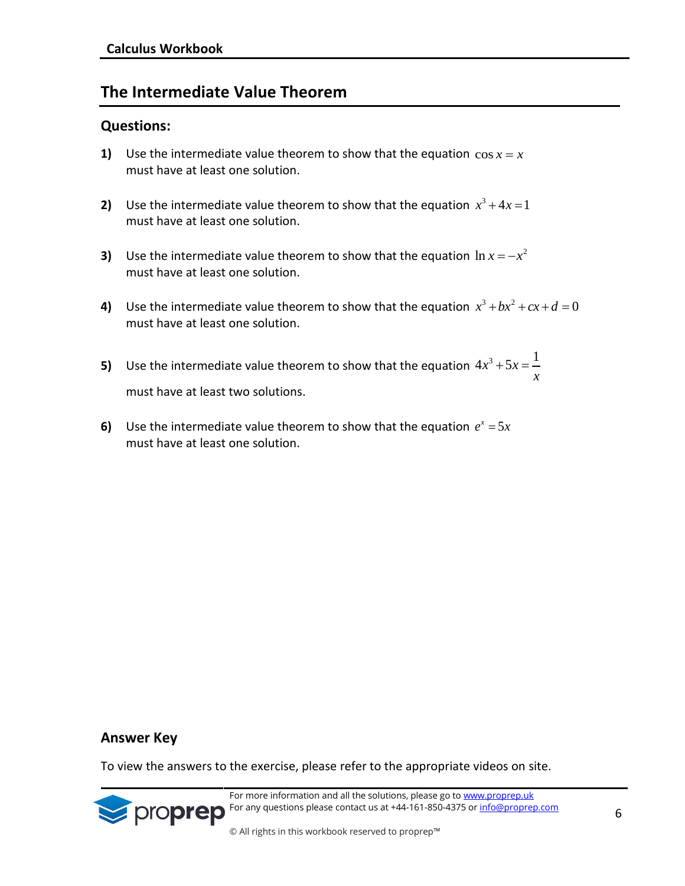## The Intermediate Value Theorem

### Questions:

**1)** Use the intermediate value theorem to show that the equation $\cos x = x$ must have at least one solution.

**2)** Use the intermediate value theorem to show that the equation $x^3 + 4x = 1$ must have at least one solution.

**3)** Use the intermediate value theorem to show that the equation $\ln x = -x^2$ must have at least one solution.

**4)** Use the intermediate value theorem to show that the equation $x^3 + bx^2 + cx + d = 0$ must have at least one solution.

**5)** Use the intermediate value theorem to show that the equation $4x^3 + 5x = \dfrac{1}{x}$ must have at least two solutions.

**6)** Use the intermediate value theorem to show that the equation $e^x = 5x$ must have at least one solution.

### Answer Key

To view the answers to the exercise, please refer to the appropriate videos on site.